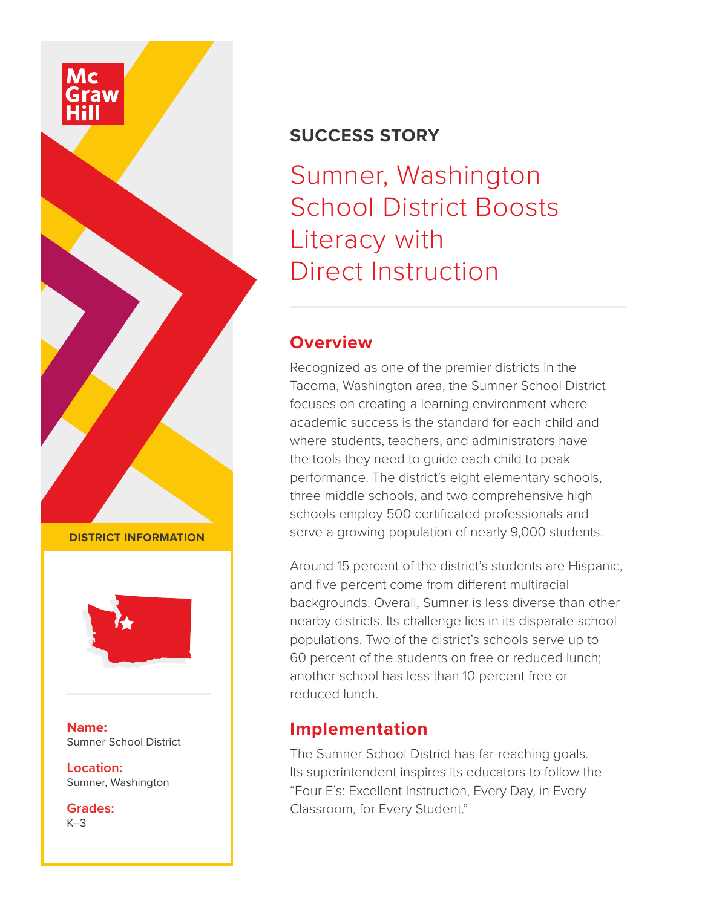McGraw Hill

**SUCCESS STORY**

# Sumner, Washington School District Boosts Literacy with Direct Instruction

**DISTRICT INFORMATION**

**Name:**
Sumner School District

**Location:**
Sumner, Washington

**Grades:**
K–3

## Overview

Recognized as one of the premier districts in the Tacoma, Washington area, the Sumner School District focuses on creating a learning environment where academic success is the standard for each child and where students, teachers, and administrators have the tools they need to guide each child to peak performance. The district's eight elementary schools, three middle schools, and two comprehensive high schools employ 500 certificated professionals and serve a growing population of nearly 9,000 students.

Around 15 percent of the district's students are Hispanic, and five percent come from different multiracial backgrounds. Overall, Sumner is less diverse than other nearby districts. Its challenge lies in its disparate school populations. Two of the district's schools serve up to 60 percent of the students on free or reduced lunch; another school has less than 10 percent free or reduced lunch.

## Implementation

The Sumner School District has far-reaching goals. Its superintendent inspires its educators to follow the "Four E's: Excellent Instruction, Every Day, in Every Classroom, for Every Student."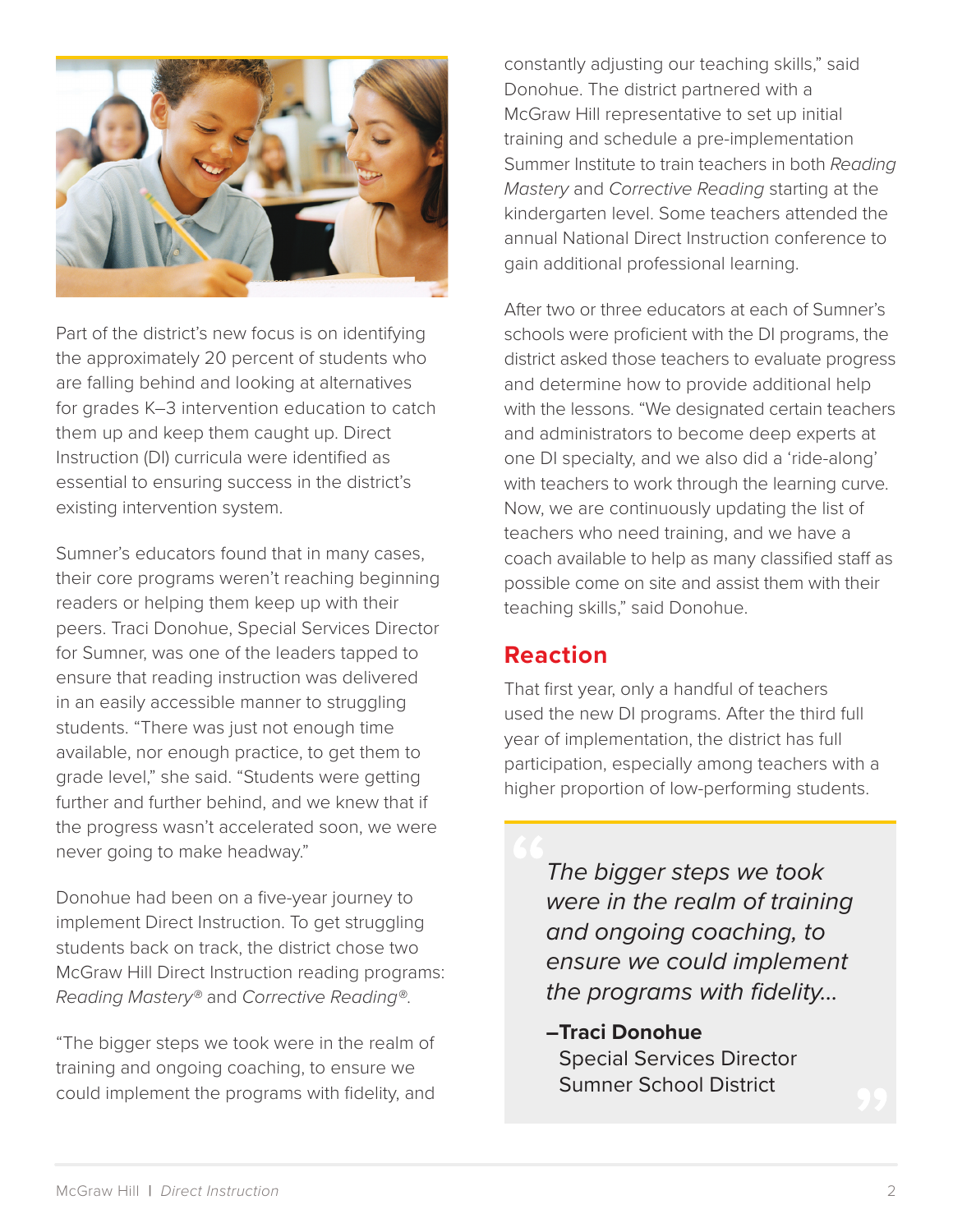Part of the district's new focus is on identifying the approximately 20 percent of students who are falling behind and looking at alternatives for grades K–3 intervention education to catch them up and keep them caught up. Direct Instruction (DI) curricula were identified as essential to ensuring success in the district's existing intervention system.

Sumner's educators found that in many cases, their core programs weren't reaching beginning readers or helping them keep up with their peers. Traci Donohue, Special Services Director for Sumner, was one of the leaders tapped to ensure that reading instruction was delivered in an easily accessible manner to struggling students. "There was just not enough time available, nor enough practice, to get them to grade level," she said. "Students were getting further and further behind, and we knew that if the progress wasn't accelerated soon, we were never going to make headway."

Donohue had been on a five-year journey to implement Direct Instruction. To get struggling students back on track, the district chose two McGraw Hill Direct Instruction reading programs: *Reading Mastery®* and *Corrective Reading®*.

"The bigger steps we took were in the realm of training and ongoing coaching, to ensure we could implement the programs with fidelity, and constantly adjusting our teaching skills," said Donohue. The district partnered with a McGraw Hill representative to set up initial training and schedule a pre-implementation Summer Institute to train teachers in both *Reading Mastery* and *Corrective Reading* starting at the kindergarten level. Some teachers attended the annual National Direct Instruction conference to gain additional professional learning.

After two or three educators at each of Sumner's schools were proficient with the DI programs, the district asked those teachers to evaluate progress and determine how to provide additional help with the lessons. "We designated certain teachers and administrators to become deep experts at one DI specialty, and we also did a 'ride-along' with teachers to work through the learning curve. Now, we are continuously updating the list of teachers who need training, and we have a coach available to help as many classified staff as possible come on site and assist them with their teaching skills," said Donohue.

## Reaction

That first year, only a handful of teachers used the new DI programs. After the third full year of implementation, the district has full participation, especially among teachers with a higher proportion of low-performing students.

> *The bigger steps we took were in the realm of training and ongoing coaching, to ensure we could implement the programs with fidelity...*
>
> **–Traci Donohue**
> Special Services Director
> Sumner School District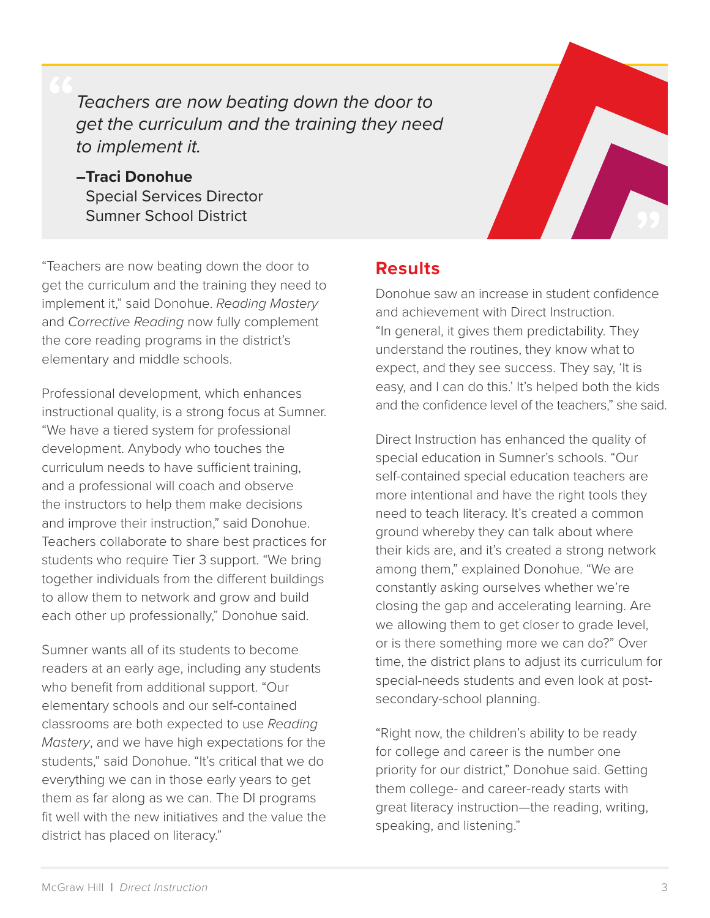> *Teachers are now beating down the door to get the curriculum and the training they need to implement it.*
>
> **–Traci Donohue**
> Special Services Director
> Sumner School District

"Teachers are now beating down the door to get the curriculum and the training they need to implement it," said Donohue. *Reading Mastery* and *Corrective Reading* now fully complement the core reading programs in the district's elementary and middle schools.

Professional development, which enhances instructional quality, is a strong focus at Sumner. "We have a tiered system for professional development. Anybody who touches the curriculum needs to have sufficient training, and a professional will coach and observe the instructors to help them make decisions and improve their instruction," said Donohue. Teachers collaborate to share best practices for students who require Tier 3 support. "We bring together individuals from the different buildings to allow them to network and grow and build each other up professionally," Donohue said.

Sumner wants all of its students to become readers at an early age, including any students who benefit from additional support. "Our elementary schools and our self-contained classrooms are both expected to use *Reading Mastery*, and we have high expectations for the students," said Donohue. "It's critical that we do everything we can in those early years to get them as far along as we can. The DI programs fit well with the new initiatives and the value the district has placed on literacy."

## Results

Donohue saw an increase in student confidence and achievement with Direct Instruction. "In general, it gives them predictability. They understand the routines, they know what to expect, and they see success. They say, 'It is easy, and I can do this.' It's helped both the kids and the confidence level of the teachers," she said.

Direct Instruction has enhanced the quality of special education in Sumner's schools. "Our self-contained special education teachers are more intentional and have the right tools they need to teach literacy. It's created a common ground whereby they can talk about where their kids are, and it's created a strong network among them," explained Donohue. "We are constantly asking ourselves whether we're closing the gap and accelerating learning. Are we allowing them to get closer to grade level, or is there something more we can do?" Over time, the district plans to adjust its curriculum for special-needs students and even look at post-secondary-school planning.

"Right now, the children's ability to be ready for college and career is the number one priority for our district," Donohue said. Getting them college- and career-ready starts with great literacy instruction—the reading, writing, speaking, and listening."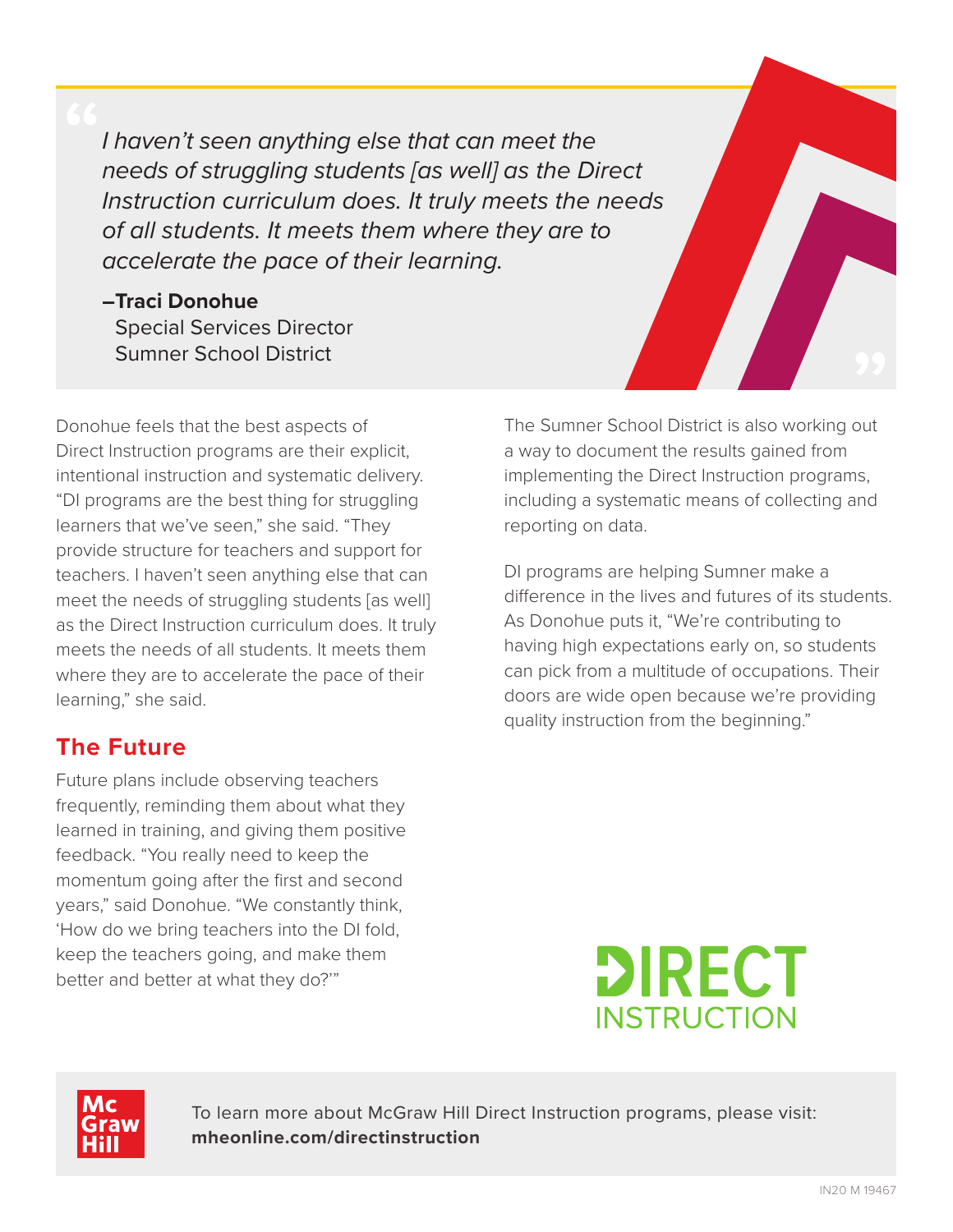> *I haven't seen anything else that can meet the needs of struggling students [as well] as the Direct Instruction curriculum does. It truly meets the needs of all students. It meets them where they are to accelerate the pace of their learning.*
>
> **–Traci Donohue**
> Special Services Director
> Sumner School District

Donohue feels that the best aspects of Direct Instruction programs are their explicit, intentional instruction and systematic delivery. "DI programs are the best thing for struggling learners that we've seen," she said. "They provide structure for teachers and support for teachers. I haven't seen anything else that can meet the needs of struggling students [as well] as the Direct Instruction curriculum does. It truly meets the needs of all students. It meets them where they are to accelerate the pace of their learning," she said.

## The Future

Future plans include observing teachers frequently, reminding them about what they learned in training, and giving them positive feedback. "You really need to keep the momentum going after the first and second years," said Donohue. "We constantly think, 'How do we bring teachers into the DI fold, keep the teachers going, and make them better and better at what they do?'"

The Sumner School District is also working out a way to document the results gained from implementing the Direct Instruction programs, including a systematic means of collecting and reporting on data.

DI programs are helping Sumner make a difference in the lives and futures of its students. As Donohue puts it, "We're contributing to having high expectations early on, so students can pick from a multitude of occupations. Their doors are wide open because we're providing quality instruction from the beginning."

DIRECT INSTRUCTION

Mc Graw Hill

To learn more about McGraw Hill Direct Instruction programs, please visit: **mheonline.com/directinstruction**

IN20 M 19467